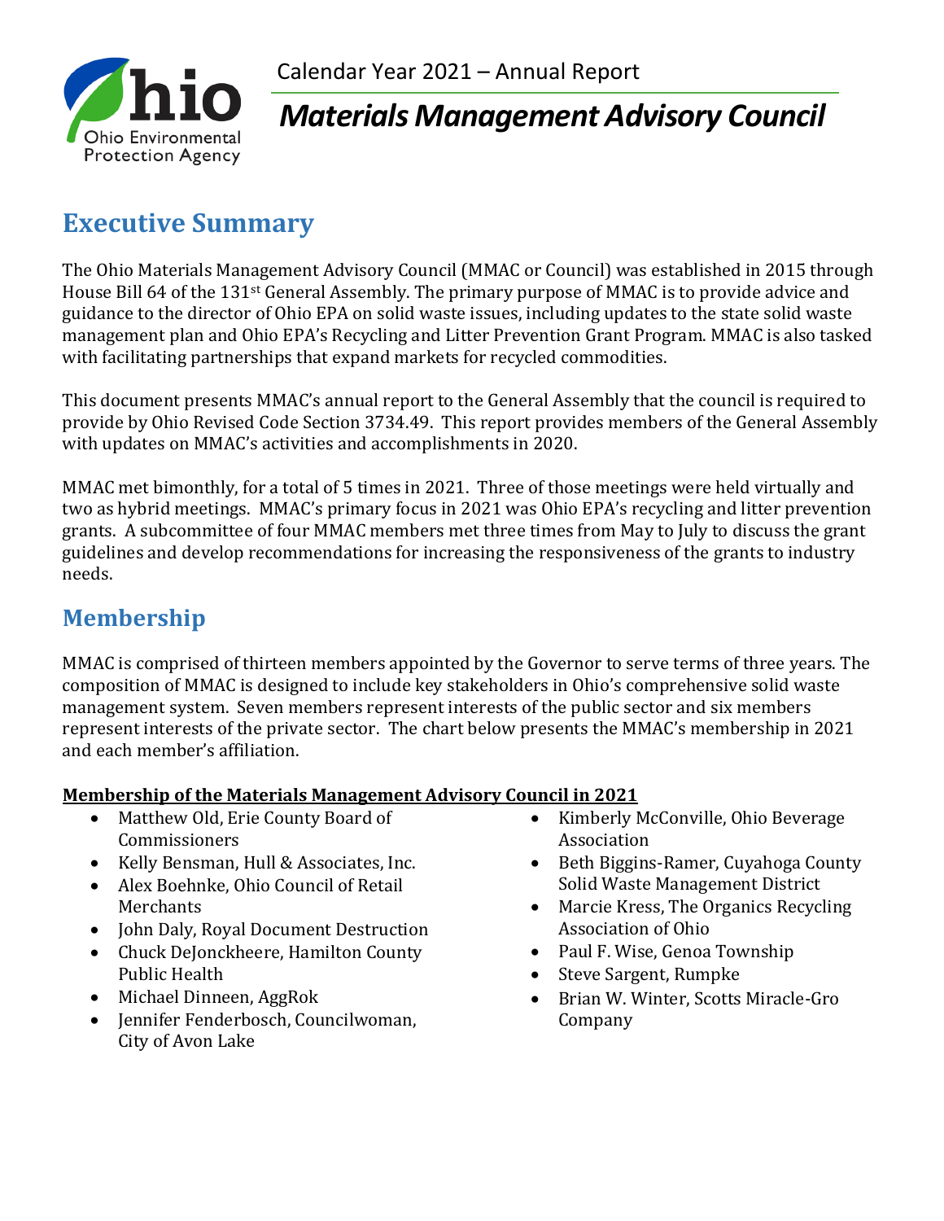Calendar Year 2021 – Annual Report

# *Materials Management Advisory Council*

## Executive Summary

The Ohio Materials Management Advisory Council (MMAC or Council) was established in 2015 through House Bill 64 of the 131st General Assembly. The primary purpose of MMAC is to provide advice and guidance to the director of Ohio EPA on solid waste issues, including updates to the state solid waste management plan and Ohio EPA's Recycling and Litter Prevention Grant Program. MMAC is also tasked with facilitating partnerships that expand markets for recycled commodities.

This document presents MMAC's annual report to the General Assembly that the council is required to provide by Ohio Revised Code Section 3734.49. This report provides members of the General Assembly with updates on MMAC's activities and accomplishments in 2020.

MMAC met bimonthly, for a total of 5 times in 2021. Three of those meetings were held virtually and two as hybrid meetings. MMAC's primary focus in 2021 was Ohio EPA's recycling and litter prevention grants. A subcommittee of four MMAC members met three times from May to July to discuss the grant guidelines and develop recommendations for increasing the responsiveness of the grants to industry needs.

## Membership

MMAC is comprised of thirteen members appointed by the Governor to serve terms of three years. The composition of MMAC is designed to include key stakeholders in Ohio's comprehensive solid waste management system. Seven members represent interests of the public sector and six members represent interests of the private sector. The chart below presents the MMAC's membership in 2021 and each member's affiliation.

**Membership of the Materials Management Advisory Council in 2021**

- Matthew Old, Erie County Board of Commissioners
- Kelly Bensman, Hull & Associates, Inc.
- Alex Boehnke, Ohio Council of Retail Merchants
- John Daly, Royal Document Destruction
- Chuck DeJonckheere, Hamilton County Public Health
- Michael Dinneen, AggRok
- Jennifer Fenderbosch, Councilwoman, City of Avon Lake
- Kimberly McConville, Ohio Beverage Association
- Beth Biggins-Ramer, Cuyahoga County Solid Waste Management District
- Marcie Kress, The Organics Recycling Association of Ohio
- Paul F. Wise, Genoa Township
- Steve Sargent, Rumpke
- Brian W. Winter, Scotts Miracle-Gro Company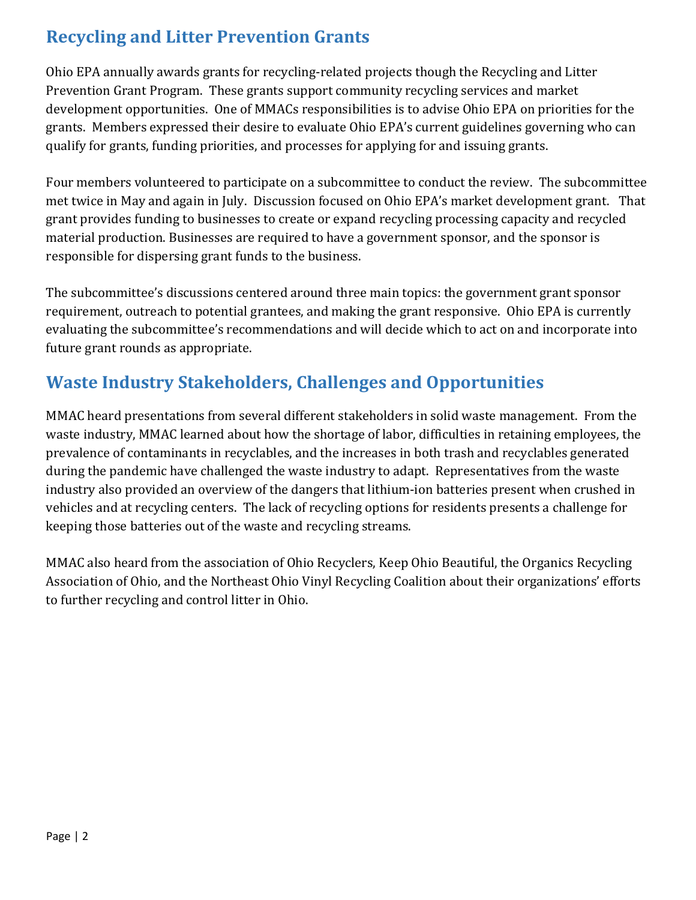## Recycling and Litter Prevention Grants

Ohio EPA annually awards grants for recycling-related projects though the Recycling and Litter Prevention Grant Program. These grants support community recycling services and market development opportunities. One of MMACs responsibilities is to advise Ohio EPA on priorities for the grants. Members expressed their desire to evaluate Ohio EPA's current guidelines governing who can qualify for grants, funding priorities, and processes for applying for and issuing grants.

Four members volunteered to participate on a subcommittee to conduct the review. The subcommittee met twice in May and again in July. Discussion focused on Ohio EPA's market development grant. That grant provides funding to businesses to create or expand recycling processing capacity and recycled material production. Businesses are required to have a government sponsor, and the sponsor is responsible for dispersing grant funds to the business.

The subcommittee's discussions centered around three main topics: the government grant sponsor requirement, outreach to potential grantees, and making the grant responsive. Ohio EPA is currently evaluating the subcommittee's recommendations and will decide which to act on and incorporate into future grant rounds as appropriate.

## Waste Industry Stakeholders, Challenges and Opportunities

MMAC heard presentations from several different stakeholders in solid waste management. From the waste industry, MMAC learned about how the shortage of labor, difficulties in retaining employees, the prevalence of contaminants in recyclables, and the increases in both trash and recyclables generated during the pandemic have challenged the waste industry to adapt. Representatives from the waste industry also provided an overview of the dangers that lithium-ion batteries present when crushed in vehicles and at recycling centers. The lack of recycling options for residents presents a challenge for keeping those batteries out of the waste and recycling streams.

MMAC also heard from the association of Ohio Recyclers, Keep Ohio Beautiful, the Organics Recycling Association of Ohio, and the Northeast Ohio Vinyl Recycling Coalition about their organizations' efforts to further recycling and control litter in Ohio.